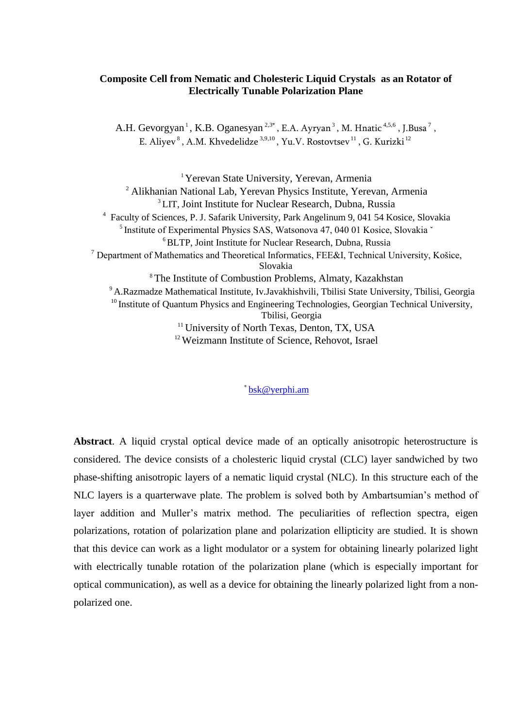# Composite Cell from Nematic and Cholesteric Liquid Crystals as an Rotator of Electrically Tunable Polarization Plane

A.H. Gevorgyan[1], K.B. Oganesyan[2,3*], E.A. Ayryan[3], M. Hnatic[4,5,6], J.Busa[7], E. Aliyev[8], A.M. Khvedelidze[3,9,10], Yu.V. Rostovtsev[11], G. Kurizki[12]

[1] Yerevan State University, Yerevan, Armenia

[2] Alikhanian National Lab, Yerevan Physics Institute, Yerevan, Armenia

[3] LIT, Joint Institute for Nuclear Research, Dubna, Russia

[4] Faculty of Sciences, P. J. Safarik University, Park Angelinum 9, 041 54 Kosice, Slovakia

[5] Institute of Experimental Physics SAS, Watsonova 47, 040 01 Kosice, Slovakia ˇ

[6] BLTP, Joint Institute for Nuclear Research, Dubna, Russia

[7] Department of Mathematics and Theoretical Informatics, FEE&I, Technical University, Košice, Slovakia

[8] The Institute of Combustion Problems, Almaty, Kazakhstan

[9] A.Razmadze Mathematical Institute, Iv.Javakhishvili, Tbilisi State University, Tbilisi, Georgia

[10] Institute of Quantum Physics and Engineering Technologies, Georgian Technical University, Tbilisi, Georgia

[11] University of North Texas, Denton, TX, USA

[12] Weizmann Institute of Science, Rehovot, Israel

[*] bsk@yerphi.am

**Abstract**. A liquid crystal optical device made of an optically anisotropic heterostructure is considered. The device consists of a cholesteric liquid crystal (CLC) layer sandwiched by two phase-shifting anisotropic layers of a nematic liquid crystal (NLC). In this structure each of the NLC layers is a quarterwave plate. The problem is solved both by Ambartsumian's method of layer addition and Muller's matrix method. The peculiarities of reflection spectra, eigen polarizations, rotation of polarization plane and polarization ellipticity are studied. It is shown that this device can work as a light modulator or a system for obtaining linearly polarized light with electrically tunable rotation of the polarization plane (which is especially important for optical communication), as well as a device for obtaining the linearly polarized light from a non-polarized one.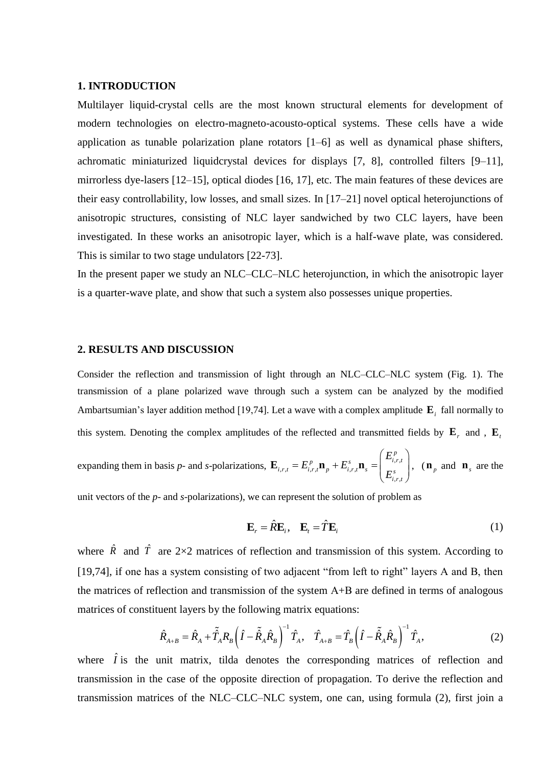## 1. INTRODUCTION

Multilayer liquid-crystal cells are the most known structural elements for development of modern technologies on electro-magneto-acousto-optical systems. These cells have a wide application as tunable polarization plane rotators [1–6] as well as dynamical phase shifters, achromatic miniaturized liquidcrystal devices for displays [7, 8], controlled filters [9–11], mirrorless dye-lasers [12–15], optical diodes [16, 17], etc. The main features of these devices are their easy controllability, low losses, and small sizes. In [17–21] novel optical heterojunctions of anisotropic structures, consisting of NLC layer sandwiched by two CLC layers, have been investigated. In these works an anisotropic layer, which is a half-wave plate, was considered. This is similar to two stage undulators [22-73].

In the present paper we study an NLC–CLC–NLC heterojunction, in which the anisotropic layer is a quarter-wave plate, and show that such a system also possesses unique properties.

## 2. RESULTS AND DISCUSSION

Consider the reflection and transmission of light through an NLC–CLC–NLC system (Fig. 1). The transmission of a plane polarized wave through such a system can be analyzed by the modified Ambartsumian's layer addition method [19,74]. Let a wave with a complex amplitude $\mathbf{E}_i$ fall normally to this system. Denoting the complex amplitudes of the reflected and transmitted fields by $\mathbf{E}_r$ and , $\mathbf{E}_t$ expanding them in basis *p*- and *s*-polarizations, $\mathbf{E}_{i,r,t} = E^p_{i,r,t}\mathbf{n}_p + E^s_{i,r,t}\mathbf{n}_s = \begin{pmatrix} E^p_{i,r,t} \\ E^s_{i,r,t} \end{pmatrix}$, ($\mathbf{n}_p$ and $\mathbf{n}_s$ are the unit vectors of the *p*- and *s*-polarizations), we can represent the solution of problem as

$$\mathbf{E}_r = \hat{R}\mathbf{E}_i, \quad \mathbf{E}_t = \hat{T}\mathbf{E}_i \tag{1}$$

where $\hat{R}$ and $\hat{T}$ are 2×2 matrices of reflection and transmission of this system. According to [19,74], if one has a system consisting of two adjacent "from left to right" layers A and B, then the matrices of reflection and transmission of the system A+B are defined in terms of analogous matrices of constituent layers by the following matrix equations:

$$\hat{R}_{A+B} = \hat{R}_A + \tilde{\hat{T}}_A R_B \left( \hat{I} - \tilde{\hat{R}}_A \hat{R}_B \right)^{-1} \hat{T}_A, \quad \hat{T}_{A+B} = \hat{T}_B \left( \hat{I} - \tilde{\hat{R}}_A \hat{R}_B \right)^{-1} \hat{T}_A, \tag{2}$$

where $\hat{I}$ is the unit matrix, tilda denotes the corresponding matrices of reflection and transmission in the case of the opposite direction of propagation. To derive the reflection and transmission matrices of the NLC–CLC–NLC system, one can, using formula (2), first join a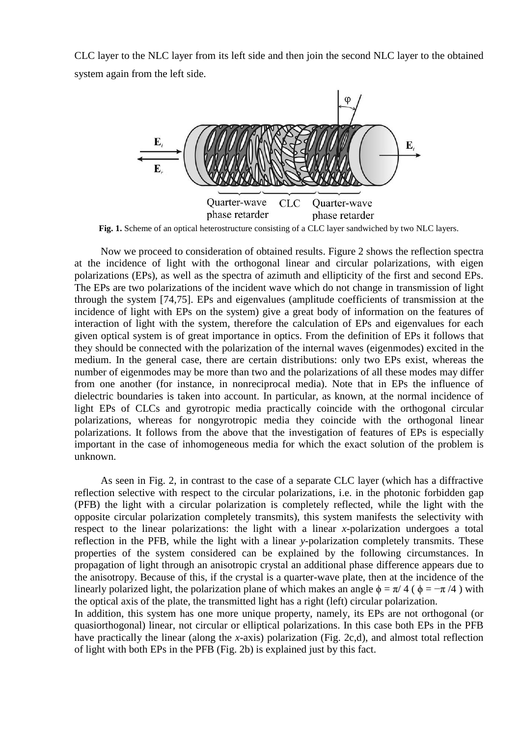CLC layer to the NLC layer from its left side and then join the second NLC layer to the obtained system again from the left side.

$\varphi$

$\mathbf{E}_i$

$\mathbf{E}_r$

$\mathbf{E}_t$

Quarter-wave phase retarder

CLC

Quarter-wave phase retarder

**Fig. 1.** Scheme of an optical heterostructure consisting of a CLC layer sandwiched by two NLC layers.

Now we proceed to consideration of obtained results. Figure 2 shows the reflection spectra at the incidence of light with the orthogonal linear and circular polarizations, with eigen polarizations (EPs), as well as the spectra of azimuth and ellipticity of the first and second EPs. The EPs are two polarizations of the incident wave which do not change in transmission of light through the system [74,75]. EPs and eigenvalues (amplitude coefficients of transmission at the incidence of light with EPs on the system) give a great body of information on the features of interaction of light with the system, therefore the calculation of EPs and eigenvalues for each given optical system is of great importance in optics. From the definition of EPs it follows that they should be connected with the polarization of the internal waves (eigenmodes) excited in the medium. In the general case, there are certain distributions: only two EPs exist, whereas the number of eigenmodes may be more than two and the polarizations of all these modes may differ from one another (for instance, in nonreciprocal media). Note that in EPs the influence of dielectric boundaries is taken into account. In particular, as known, at the normal incidence of light EPs of CLCs and gyrotropic media practically coincide with the orthogonal circular polarizations, whereas for nongyrotropic media they coincide with the orthogonal linear polarizations. It follows from the above that the investigation of features of EPs is especially important in the case of inhomogeneous media for which the exact solution of the problem is unknown.

As seen in Fig. 2, in contrast to the case of a separate CLC layer (which has a diffractive reflection selective with respect to the circular polarizations, i.e. in the photonic forbidden gap (PFB) the light with a circular polarization is completely reflected, while the light with the opposite circular polarization completely transmits), this system manifests the selectivity with respect to the linear polarizations: the light with a linear $x$-polarization undergoes a total reflection in the PFB, while the light with a linear $y$-polarization completely transmits. These properties of the system considered can be explained by the following circumstances. In propagation of light through an anisotropic crystal an additional phase difference appears due to the anisotropy. Because of this, if the crystal is a quarter-wave plate, then at the incidence of the linearly polarized light, the polarization plane of which makes an angle $\phi = \pi/4$ ( $\phi = -\pi/4$ ) with the optical axis of the plate, the transmitted light has a right (left) circular polarization.
In addition, this system has one more unique property, namely, its EPs are not orthogonal (or quasiorthogonal) linear, not circular or elliptical polarizations. In this case both EPs in the PFB have practically the linear (along the $x$-axis) polarization (Fig. 2c,d), and almost total reflection of light with both EPs in the PFB (Fig. 2b) is explained just by this fact.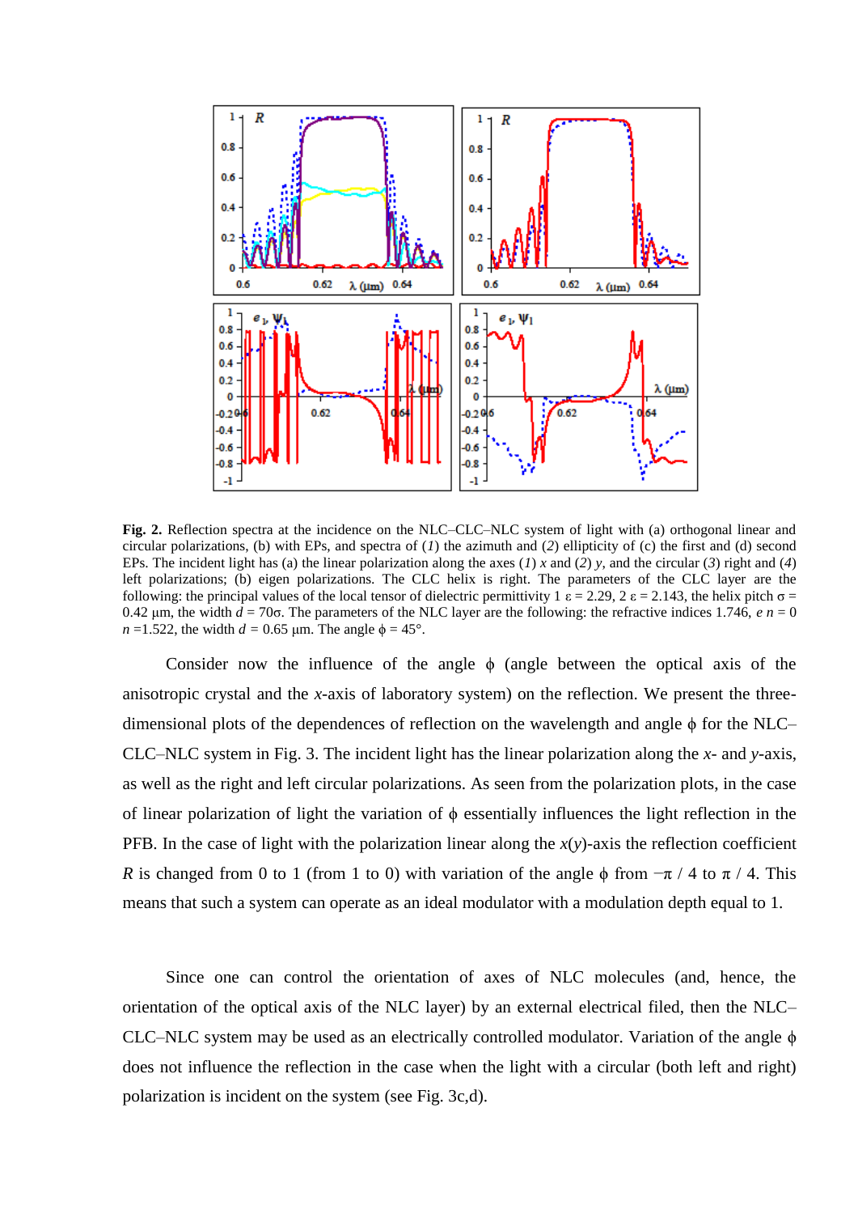**Fig. 2.** Reflection spectra at the incidence on the NLC–CLC–NLC system of light with (a) orthogonal linear and circular polarizations, (b) with EPs, and spectra of (*1*) the azimuth and (*2*) ellipticity of (c) the first and (d) second EPs. The incident light has (a) the linear polarization along the axes (*1*) *x* and (*2*) *y*, and the circular (*3*) right and (*4*) left polarizations; (b) eigen polarizations. The CLC helix is right. The parameters of the CLC layer are the following: the principal values of the local tensor of dielectric permittivity $\varepsilon_1 = 2.29$, $\varepsilon_2 = 2.143$, the helix pitch $\sigma = 0.42$ μm, the width $d = 70\sigma$. The parameters of the NLC layer are the following: the refractive indices $n_e = 1.746$, $n_o = 1.522$, the width $d = 0.65$ μm. The angle $\phi = 45°$.

Consider now the influence of the angle $\phi$ (angle between the optical axis of the anisotropic crystal and the *x*-axis of laboratory system) on the reflection. We present the three-dimensional plots of the dependences of reflection on the wavelength and angle $\phi$ for the NLC–CLC–NLC system in Fig. 3. The incident light has the linear polarization along the *x*- and *y*-axis, as well as the right and left circular polarizations. As seen from the polarization plots, in the case of linear polarization of light the variation of $\phi$ essentially influences the light reflection in the PFB. In the case of light with the polarization linear along the *x*(*y*)-axis the reflection coefficient *R* is changed from 0 to 1 (from 1 to 0) with variation of the angle $\phi$ from $-\pi/4$ to $\pi/4$. This means that such a system can operate as an ideal modulator with a modulation depth equal to 1.

Since one can control the orientation of axes of NLC molecules (and, hence, the orientation of the optical axis of the NLC layer) by an external electrical filed, then the NLC–CLC–NLC system may be used as an electrically controlled modulator. Variation of the angle $\phi$ does not influence the reflection in the case when the light with a circular (both left and right) polarization is incident on the system (see Fig. 3c,d).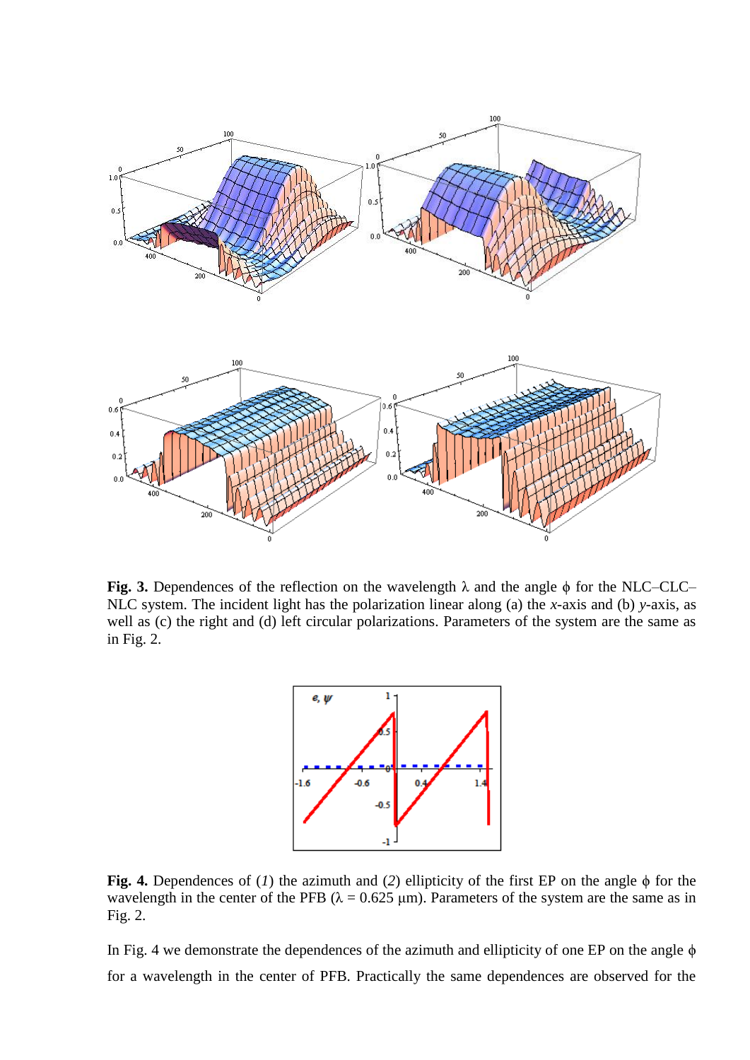**Fig. 3.** Dependences of the reflection on the wavelength $\lambda$ and the angle $\phi$ for the NLC–CLC–NLC system. The incident light has the polarization linear along (a) the *x*-axis and (b) *y*-axis, as well as (c) the right and (d) left circular polarizations. Parameters of the system are the same as in Fig. 2.

**Fig. 4.** Dependences of (*1*) the azimuth and (*2*) ellipticity of the first EP on the angle $\phi$ for the wavelength in the center of the PFB ($\lambda$ = 0.625 μm). Parameters of the system are the same as in Fig. 2.

In Fig. 4 we demonstrate the dependences of the azimuth and ellipticity of one EP on the angle $\phi$ for a wavelength in the center of PFB. Practically the same dependences are observed for the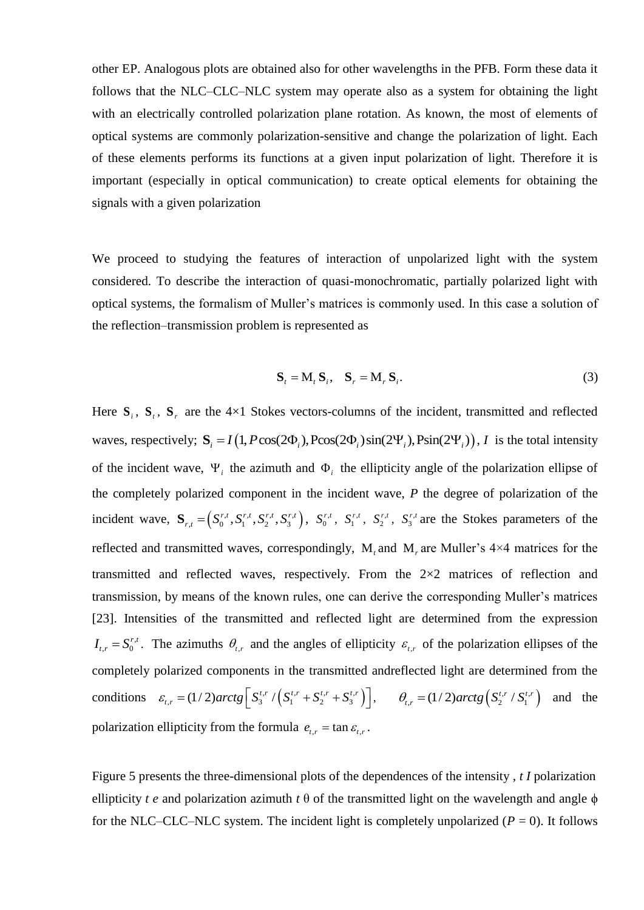other EP. Analogous plots are obtained also for other wavelengths in the PFB. Form these data it follows that the NLC–CLC–NLC system may operate also as a system for obtaining the light with an electrically controlled polarization plane rotation. As known, the most of elements of optical systems are commonly polarization-sensitive and change the polarization of light. Each of these elements performs its functions at a given input polarization of light. Therefore it is important (especially in optical communication) to create optical elements for obtaining the signals with a given polarization

We proceed to studying the features of interaction of unpolarized light with the system considered. To describe the interaction of quasi-monochromatic, partially polarized light with optical systems, the formalism of Muller's matrices is commonly used. In this case a solution of the reflection–transmission problem is represented as

$$\mathbf{S}_t = \mathrm{M}_t\,\mathbf{S}_i, \quad \mathbf{S}_r = \mathrm{M}_r\,\mathbf{S}_i. \tag{3}$$

Here $\mathbf{S}_i$, $\mathbf{S}_t$, $\mathbf{S}_r$ are the 4×1 Stokes vectors-columns of the incident, transmitted and reflected waves, respectively; $\mathbf{S}_i = I\left(1, P\cos(2\Phi_i), \mathrm{P}\cos(2\Phi_i)\sin(2\Psi_i), \mathrm{P}\sin(2\Psi_i)\right)$, $I$ is the total intensity of the incident wave, $\Psi_i$ the azimuth and $\Phi_i$ the ellipticity angle of the polarization ellipse of the completely polarized component in the incident wave, *P* the degree of polarization of the incident wave, $\mathbf{S}_{r,t} = \left(S_0^{r,t}, S_1^{r,t}, S_2^{r,t}, S_3^{r,t}\right)$, $S_0^{r,t}$, $S_1^{r,t}$, $S_2^{r,t}$, $S_3^{r,t}$ are the Stokes parameters of the reflected and transmitted waves, correspondingly, $\mathrm{M}_t$ and $\mathrm{M}_r$ are Muller's 4×4 matrices for the transmitted and reflected waves, respectively. From the 2×2 matrices of reflection and transmission, by means of the known rules, one can derive the corresponding Muller's matrices [23]. Intensities of the transmitted and reflected light are determined from the expression $I_{t,r} = S_0^{r,t}$. The azimuths $\theta_{t,r}$ and the angles of ellipticity $\varepsilon_{t,r}$ of the polarization ellipses of the completely polarized components in the transmitted andreflected light are determined from the conditions $\varepsilon_{t,r} = (1/2)arctg\left[S_3^{t,r}/\left(S_1^{t,r}+S_2^{t,r}+S_3^{t,r}\right)\right]$, $\theta_{t,r} = (1/2)arctg\left(S_2^{t,r}/S_1^{t,r}\right)$ and the polarization ellipticity from the formula $e_{t,r} = \tan\varepsilon_{t,r}$.

Figure 5 presents the three-dimensional plots of the dependences of the intensity , $I_t$ polarization ellipticity $e_t$ and polarization azimuth $\theta_t$ of the transmitted light on the wavelength and angle $\phi$ for the NLC–CLC–NLC system. The incident light is completely unpolarized (*P* = 0). It follows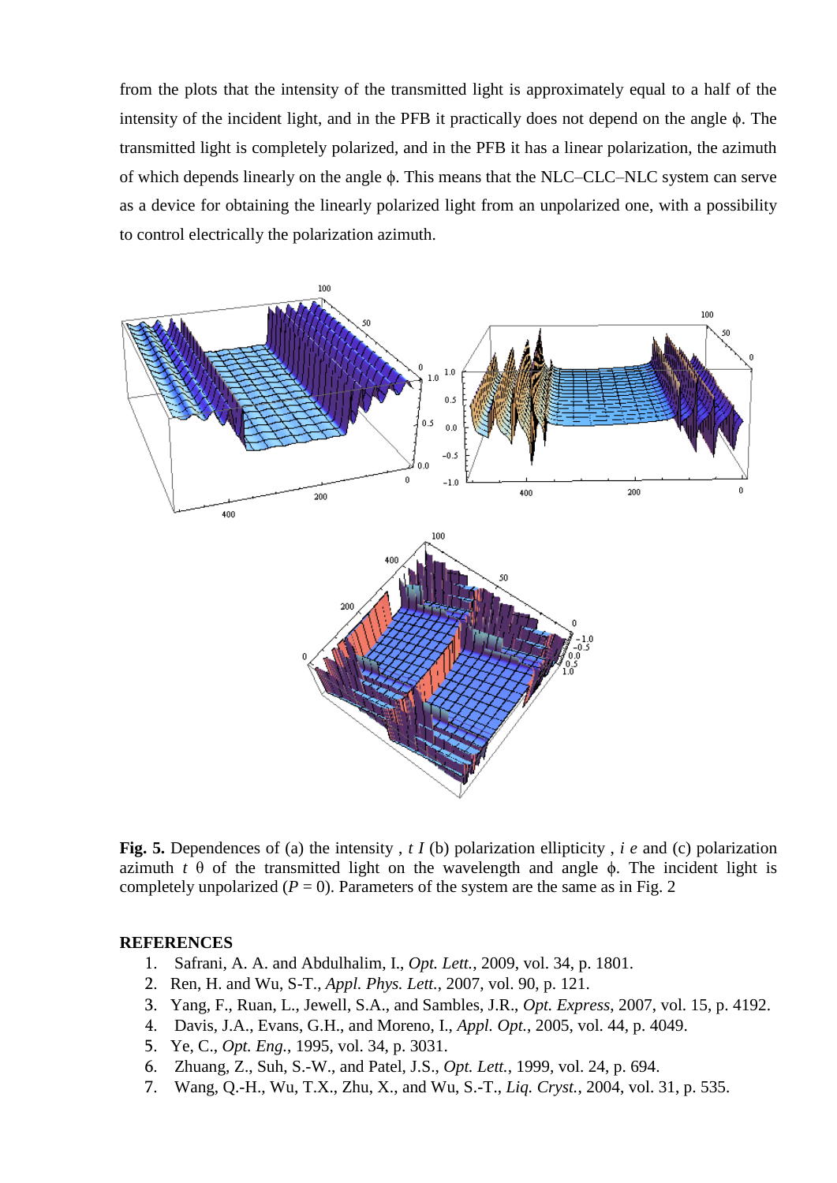from the plots that the intensity of the transmitted light is approximately equal to a half of the intensity of the incident light, and in the PFB it practically does not depend on the angle $\phi$. The transmitted light is completely polarized, and in the PFB it has a linear polarization, the azimuth of which depends linearly on the angle $\phi$. This means that the NLC–CLC–NLC system can serve as a device for obtaining the linearly polarized light from an unpolarized one, with a possibility to control electrically the polarization azimuth.

**Fig. 5.** Dependences of (a) the intensity $I_t$, (b) polarization ellipticity $e_i$, and (c) polarization azimuth $\theta_t$ of the transmitted light on the wavelength and angle $\phi$. The incident light is completely unpolarized ($P = 0$). Parameters of the system are the same as in Fig. 2

**REFERENCES**

1. Safrani, A. A. and Abdulhalim, I., *Opt. Lett.*, 2009, vol. 34, p. 1801.
2. Ren, H. and Wu, S-T., *Appl. Phys. Lett.*, 2007, vol. 90, p. 121.
3. Yang, F., Ruan, L., Jewell, S.A., and Sambles, J.R., *Opt. Express*, 2007, vol. 15, p. 4192.
4. Davis, J.A., Evans, G.H., and Moreno, I., *Appl. Opt.*, 2005, vol. 44, p. 4049.
5. Ye, C., *Opt. Eng.*, 1995, vol. 34, p. 3031.
6. Zhuang, Z., Suh, S.-W., and Patel, J.S., *Opt. Lett.*, 1999, vol. 24, p. 694.
7. Wang, Q.-H., Wu, T.X., Zhu, X., and Wu, S.-T., *Liq. Cryst.*, 2004, vol. 31, p. 535.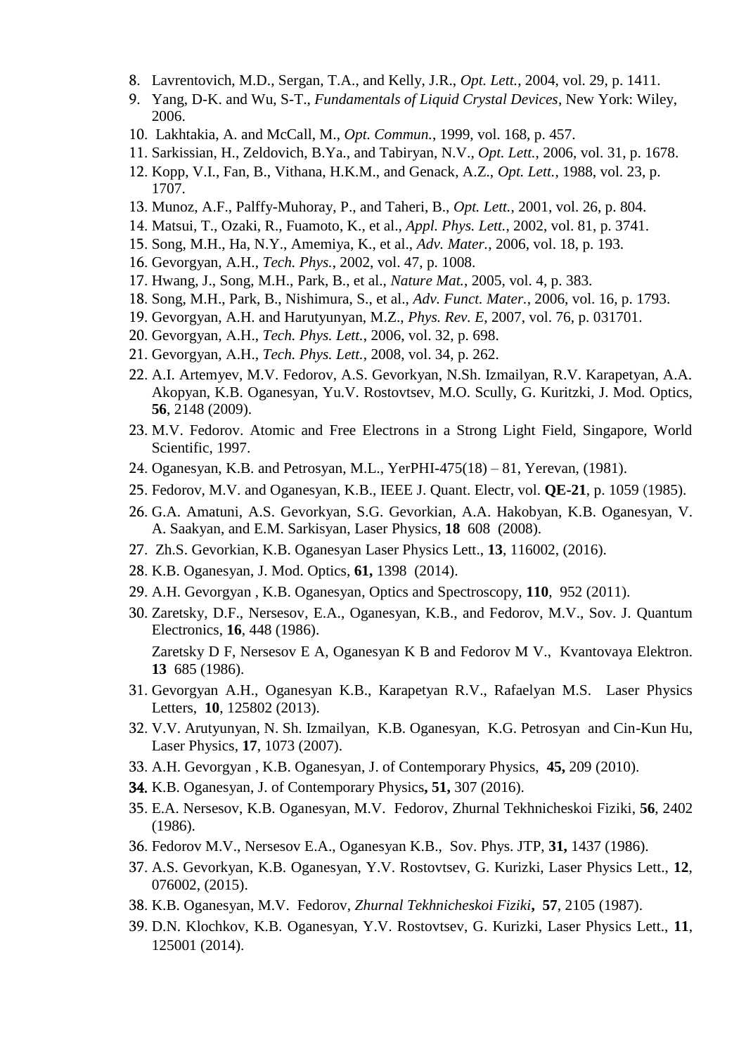8. Lavrentovich, M.D., Sergan, T.A., and Kelly, J.R., *Opt. Lett.*, 2004, vol. 29, p. 1411.
9. Yang, D-K. and Wu, S-T., *Fundamentals of Liquid Crystal Devices*, New York: Wiley, 2006.
10. Lakhtakia, A. and McCall, M., *Opt. Commun.*, 1999, vol. 168, p. 457.
11. Sarkissian, H., Zeldovich, B.Ya., and Tabiryan, N.V., *Opt. Lett.*, 2006, vol. 31, p. 1678.
12. Kopp, V.I., Fan, B., Vithana, H.K.M., and Genack, A.Z., *Opt. Lett.*, 1988, vol. 23, p. 1707.
13. Munoz, A.F., Palffy-Muhoray, P., and Taheri, B., *Opt. Lett.*, 2001, vol. 26, p. 804.
14. Matsui, T., Ozaki, R., Fuamoto, K., et al., *Appl. Phys. Lett.*, 2002, vol. 81, p. 3741.
15. Song, M.H., Ha, N.Y., Amemiya, K., et al., *Adv. Mater.*, 2006, vol. 18, p. 193.
16. Gevorgyan, A.H., *Tech. Phys.*, 2002, vol. 47, p. 1008.
17. Hwang, J., Song, M.H., Park, B., et al., *Nature Mat.*, 2005, vol. 4, p. 383.
18. Song, M.H., Park, B., Nishimura, S., et al., *Adv. Funct. Mater.*, 2006, vol. 16, p. 1793.
19. Gevorgyan, A.H. and Harutyunyan, M.Z., *Phys. Rev. E*, 2007, vol. 76, p. 031701.
20. Gevorgyan, A.H., *Tech. Phys. Lett.*, 2006, vol. 32, p. 698.
21. Gevorgyan, A.H., *Tech. Phys. Lett.*, 2008, vol. 34, p. 262.
22. A.I. Artemyev, M.V. Fedorov, A.S. Gevorkyan, N.Sh. Izmailyan, R.V. Karapetyan, A.A. Akopyan, K.B. Oganesyan, Yu.V. Rostovtsev, M.O. Scully, G. Kuritzki, J. Mod. Optics, **56**, 2148 (2009).
23. M.V. Fedorov. Atomic and Free Electrons in a Strong Light Field, Singapore, World Scientific, 1997.
24. Oganesyan, K.B. and Petrosyan, M.L., YerPHI-475(18) – 81, Yerevan, (1981).
25. Fedorov, M.V. and Oganesyan, K.B., IEEE J. Quant. Electr, vol. **QE-21**, p. 1059 (1985).
26. G.A. Amatuni, A.S. Gevorkyan, S.G. Gevorkian, A.A. Hakobyan, K.B. Oganesyan, V. A. Saakyan, and E.M. Sarkisyan, Laser Physics, **18** 608 (2008).
27. Zh.S. Gevorkian, K.B. Oganesyan Laser Physics Lett., **13**, 116002, (2016).
28. K.B. Oganesyan, J. Mod. Optics, **61,** 1398 (2014).
29. A.H. Gevorgyan , K.B. Oganesyan, Optics and Spectroscopy, **110**, 952 (2011).
30. Zaretsky, D.F., Nersesov, E.A., Oganesyan, K.B., and Fedorov, M.V., Sov. J. Quantum Electronics, **16**, 448 (1986).

    Zaretsky D F, Nersesov E A, Oganesyan K B and Fedorov M V., Kvantovaya Elektron. **13** 685 (1986).
31. Gevorgyan A.H., Oganesyan K.B., Karapetyan R.V., Rafaelyan M.S. Laser Physics Letters, **10**, 125802 (2013).
32. V.V. Arutyunyan, N. Sh. Izmailyan, K.B. Oganesyan, K.G. Petrosyan and Cin-Kun Hu, Laser Physics, **17**, 1073 (2007).
33. A.H. Gevorgyan , K.B. Oganesyan, J. of Contemporary Physics, **45,** 209 (2010).
34. K.B. Oganesyan, J. of Contemporary Physics**, 51,** 307 (2016).
35. E.A. Nersesov, K.B. Oganesyan, M.V. Fedorov, Zhurnal Tekhnicheskoi Fiziki, **56**, 2402 (1986).
36. Fedorov M.V., Nersesov E.A., Oganesyan K.B., Sov. Phys. JTP, **31,** 1437 (1986).
37. A.S. Gevorkyan, K.B. Oganesyan, Y.V. Rostovtsev, G. Kurizki, Laser Physics Lett., **12**, 076002, (2015).
38. K.B. Oganesyan, M.V. Fedorov, *Zhurnal Tekhnicheskoi Fiziki*, **57**, 2105 (1987).
39. D.N. Klochkov, K.B. Oganesyan, Y.V. Rostovtsev, G. Kurizki, Laser Physics Lett., **11**, 125001 (2014).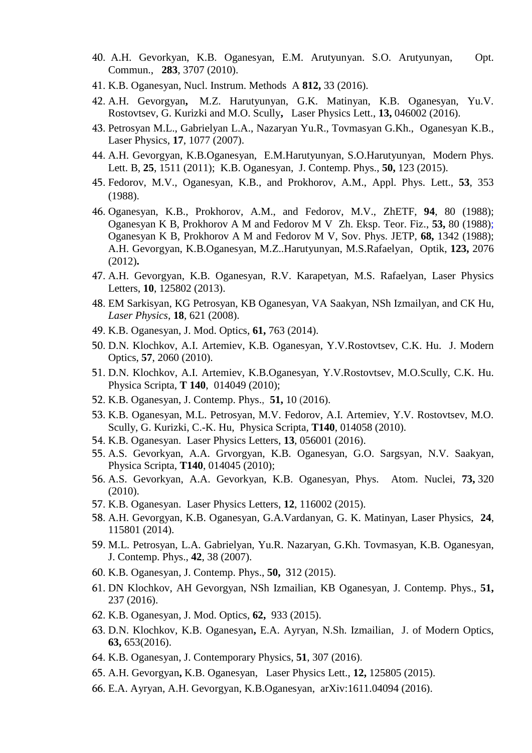40. A.H. Gevorkyan, K.B. Oganesyan, E.M. Arutyunyan. S.O. Arutyunyan, Opt. Commun., **283**, 3707 (2010).
41. K.B. Oganesyan, Nucl. Instrum. Methods A **812,** 33 (2016).
42. A.H. Gevorgyan**,** M.Z. Harutyunyan, G.K. Matinyan, K.B. Oganesyan, Yu.V. Rostovtsev, G. Kurizki and M.O. Scully**,** Laser Physics Lett., **13,** 046002 (2016).
43. Petrosyan M.L., Gabrielyan L.A., Nazaryan Yu.R., Tovmasyan G.Kh., Oganesyan K.B., Laser Physics, **17**, 1077 (2007).
44. A.H. Gevorgyan, K.B.Oganesyan, E.M.Harutyunyan, S.O.Harutyunyan, Modern Phys. Lett. B, **25**, 1511 (2011); K.B. Oganesyan, J. Contemp. Phys., **50,** 123 (2015).
45. Fedorov, M.V., Oganesyan, K.B., and Prokhorov, A.M., Appl. Phys. Lett., **53**, 353 (1988).
46. Oganesyan, K.B., Prokhorov, A.M., and Fedorov, M.V., ZhETF, **94**, 80 (1988); Oganesyan K B, Prokhorov A M and Fedorov M V Zh. Eksp. Teor. Fiz., **53,** 80 (1988); Oganesyan K B, Prokhorov A M and Fedorov M V, Sov. Phys. JETP, **68,** 1342 (1988); A.H. Gevorgyan, K.B.Oganesyan, M.Z..Harutyunyan, M.S.Rafaelyan, Optik, **123,** 2076 (2012)**.**
47. A.H. Gevorgyan, K.B. Oganesyan, R.V. Karapetyan, M.S. Rafaelyan, Laser Physics Letters, **10**, 125802 (2013).
48. EM Sarkisyan, KG Petrosyan, KB Oganesyan, VA Saakyan, NSh Izmailyan, and CK Hu, *Laser Physics*, **18**, 621 (2008).
49. K.B. Oganesyan, J. Mod. Optics, **61,** 763 (2014).
50. D.N. Klochkov, A.I. Artemiev, K.B. Oganesyan, Y.V.Rostovtsev, C.K. Hu. J. Modern Optics, **57**, 2060 (2010).
51. D.N. Klochkov, A.I. Artemiev, K.B.Oganesyan, Y.V.Rostovtsev, M.O.Scully, C.K. Hu. Physica Scripta, **T 140**, 014049 (2010);
52. K.B. Oganesyan, J. Contemp. Phys., **51,** 10 (2016).
53. K.B. Oganesyan, M.L. Petrosyan, M.V. Fedorov, A.I. Artemiev, Y.V. Rostovtsev, M.O. Scully, G. Kurizki, C.-K. Hu, Physica Scripta, **T140**, 014058 (2010).
54. K.B. Oganesyan. Laser Physics Letters, **13**, 056001 (2016).
55. A.S. Gevorkyan, A.A. Grvorgyan, K.B. Oganesyan, G.O. Sargsyan, N.V. Saakyan, Physica Scripta, **T140**, 014045 (2010);
56. A.S. Gevorkyan, A.A. Gevorkyan, K.B. Oganesyan, Phys. Atom. Nuclei, **73,** 320 (2010).
57. K.B. Oganesyan. Laser Physics Letters, **12**, 116002 (2015).
58. A.H. Gevorgyan, K.B. Oganesyan, G.A.Vardanyan, G. K. Matinyan, Laser Physics, **24**, 115801 (2014).
59. M.L. Petrosyan, L.A. Gabrielyan, Yu.R. Nazaryan, G.Kh. Tovmasyan, K.B. Oganesyan, J. Contemp. Phys., **42**, 38 (2007).
60. K.B. Oganesyan, J. Contemp. Phys., **50,** 312 (2015).
61. DN Klochkov, AH Gevorgyan, NSh Izmailian, KB Oganesyan, J. Contemp. Phys., **51,** 237 (2016).
62. K.B. Oganesyan, J. Mod. Optics, **62,** 933 (2015).
63. D.N. Klochkov, K.B. Oganesyan**,** E.A. Ayryan, N.Sh. Izmailian, J. of Modern Optics, **63,** 653(2016).
64. K.B. Oganesyan, J. Contemporary Physics, **51**, 307 (2016).
65. A.H. Gevorgyan**,** K.B. Oganesyan, Laser Physics Lett., **12,** 125805 (2015).
66. E.A. Ayryan, A.H. Gevorgyan, K.B.Oganesyan, arXiv:1611.04094 (2016).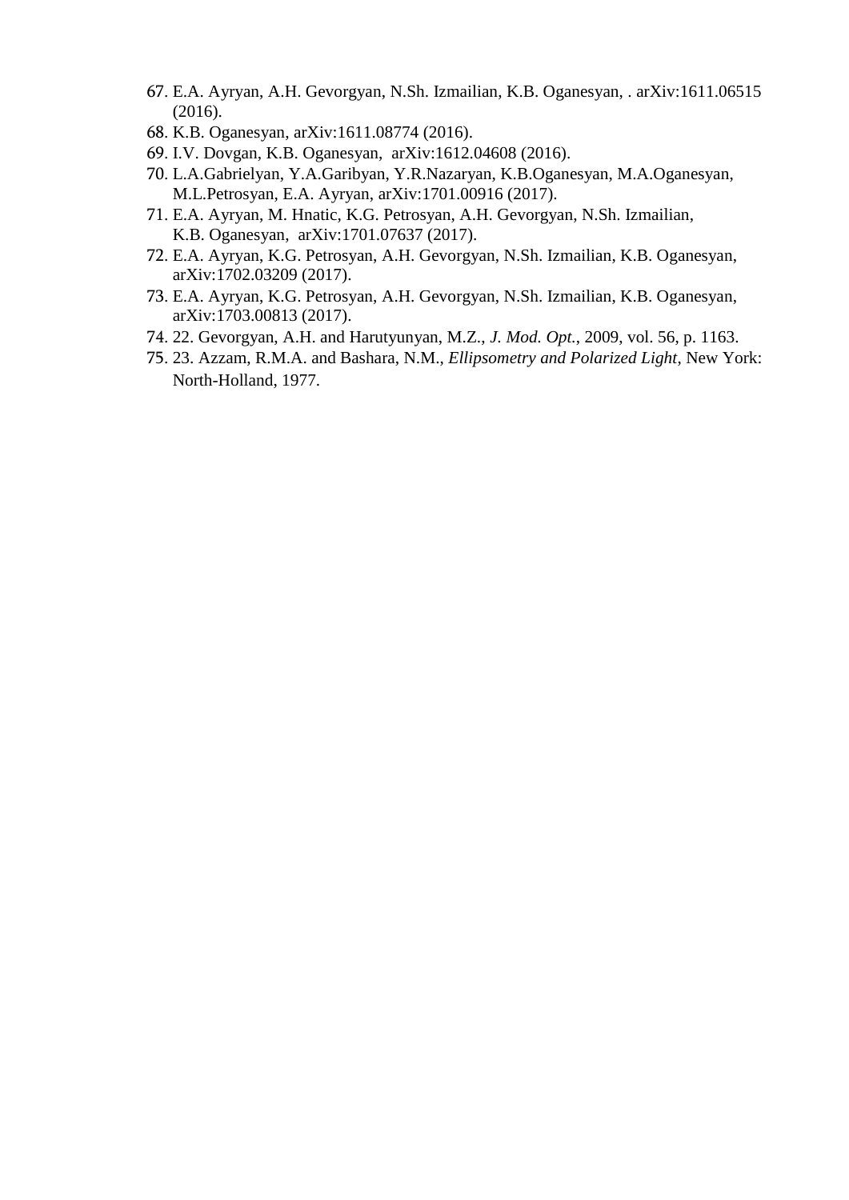67. E.A. Ayryan, A.H. Gevorgyan, N.Sh. Izmailian, K.B. Oganesyan, . arXiv:1611.06515 (2016).
68. K.B. Oganesyan, arXiv:1611.08774 (2016).
69. I.V. Dovgan, K.B. Oganesyan, arXiv:1612.04608 (2016).
70. L.A.Gabrielyan, Y.A.Garibyan, Y.R.Nazaryan, K.B.Oganesyan, M.A.Oganesyan, M.L.Petrosyan, E.A. Ayryan, arXiv:1701.00916 (2017).
71. E.A. Ayryan, M. Hnatic, K.G. Petrosyan, A.H. Gevorgyan, N.Sh. Izmailian, K.B. Oganesyan, arXiv:1701.07637 (2017).
72. E.A. Ayryan, K.G. Petrosyan, A.H. Gevorgyan, N.Sh. Izmailian, K.B. Oganesyan, arXiv:1702.03209 (2017).
73. E.A. Ayryan, K.G. Petrosyan, A.H. Gevorgyan, N.Sh. Izmailian, K.B. Oganesyan, arXiv:1703.00813 (2017).
74. 22. Gevorgyan, A.H. and Harutyunyan, M.Z., *J. Mod. Opt.*, 2009, vol. 56, p. 1163.
75. 23. Azzam, R.M.A. and Bashara, N.M., *Ellipsometry and Polarized Light*, New York: North-Holland, 1977.